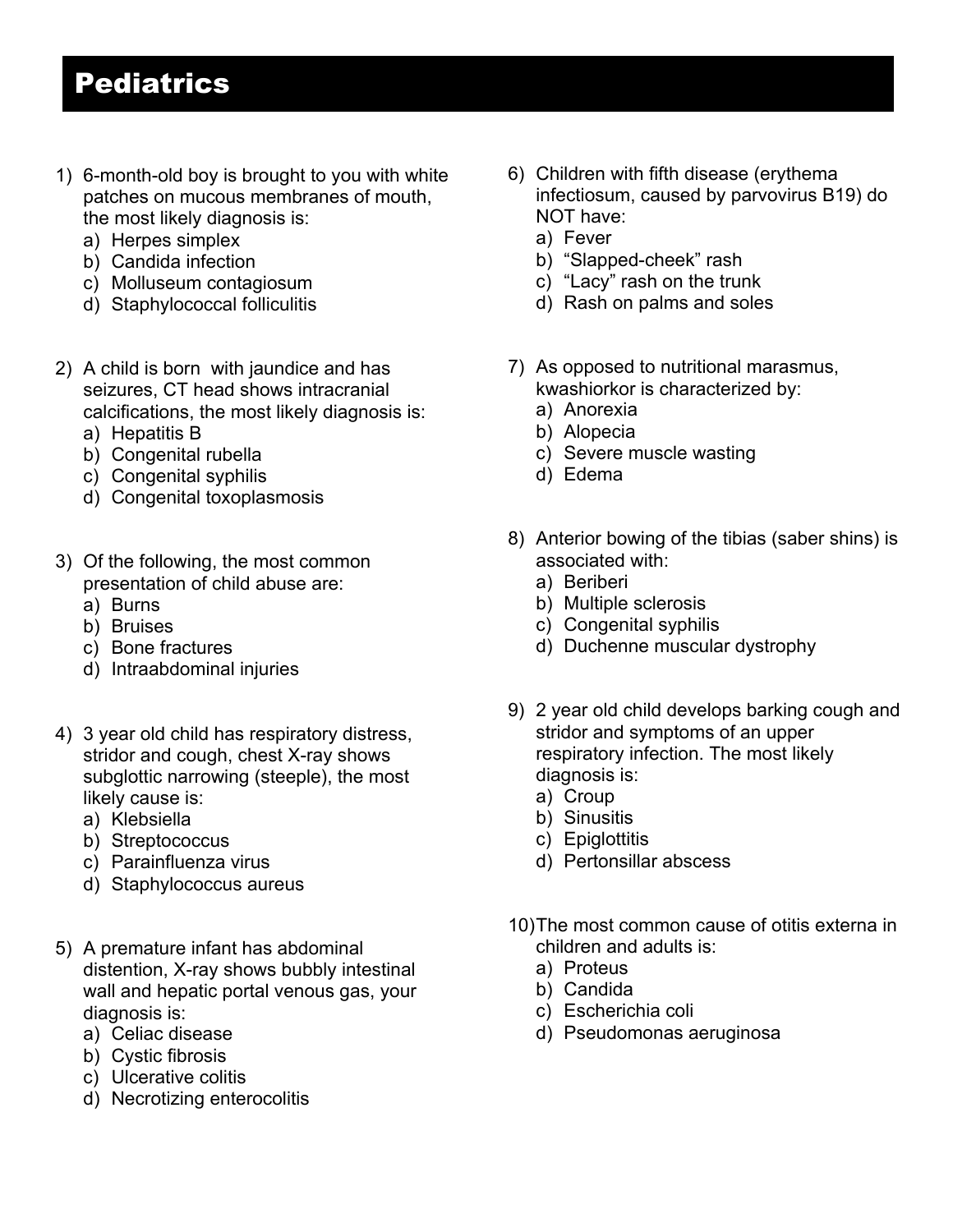# Pediatrics

1) 6-month-old boy is brought to you with white patches on mucous membranes of mouth, the most likely diagnosis is:
   a) Herpes simplex
   b) Candida infection
   c) Molluseum contagiosum
   d) Staphylococcal folliculitis

2) A child is born with jaundice and has seizures, CT head shows intracranial calcifications, the most likely diagnosis is:
   a) Hepatitis B
   b) Congenital rubella
   c) Congenital syphilis
   d) Congenital toxoplasmosis

3) Of the following, the most common presentation of child abuse are:
   a) Burns
   b) Bruises
   c) Bone fractures
   d) Intraabdominal injuries

4) 3 year old child has respiratory distress, stridor and cough, chest X-ray shows subglottic narrowing (steeple), the most likely cause is:
   a) Klebsiella
   b) Streptococcus
   c) Parainfluenza virus
   d) Staphylococcus aureus

5) A premature infant has abdominal distention, X-ray shows bubbly intestinal wall and hepatic portal venous gas, your diagnosis is:
   a) Celiac disease
   b) Cystic fibrosis
   c) Ulcerative colitis
   d) Necrotizing enterocolitis

6) Children with fifth disease (erythema infectiosum, caused by parvovirus B19) do NOT have:
   a) Fever
   b) "Slapped-cheek" rash
   c) "Lacy" rash on the trunk
   d) Rash on palms and soles

7) As opposed to nutritional marasmus, kwashiorkor is characterized by:
   a) Anorexia
   b) Alopecia
   c) Severe muscle wasting
   d) Edema

8) Anterior bowing of the tibias (saber shins) is associated with:
   a) Beriberi
   b) Multiple sclerosis
   c) Congenital syphilis
   d) Duchenne muscular dystrophy

9) 2 year old child develops barking cough and stridor and symptoms of an upper respiratory infection. The most likely diagnosis is:
   a) Croup
   b) Sinusitis
   c) Epiglottitis
   d) Pertonsillar abscess

10) The most common cause of otitis externa in children and adults is:
   a) Proteus
   b) Candida
   c) Escherichia coli
   d) Pseudomonas aeruginosa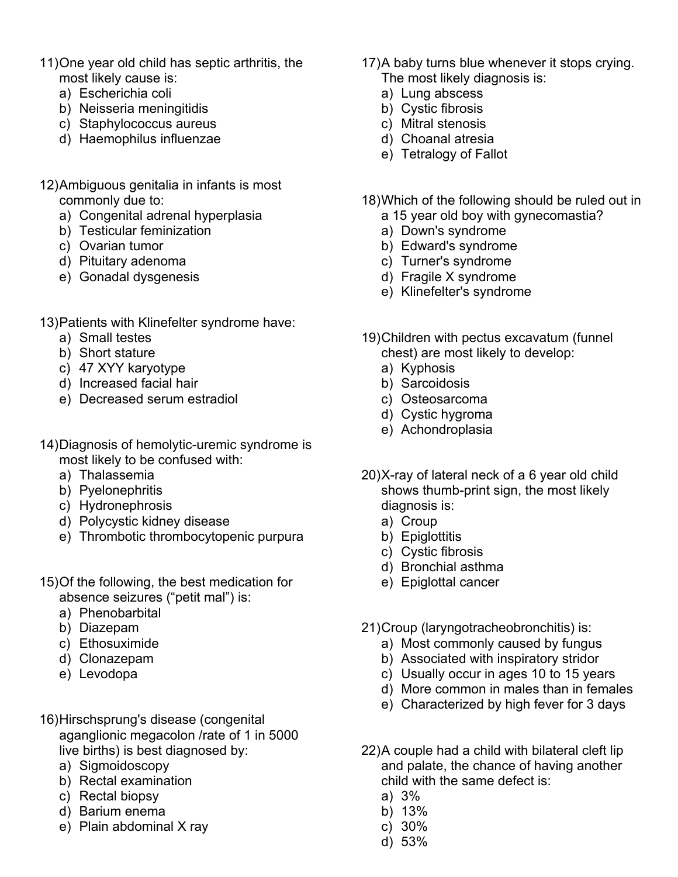11) One year old child has septic arthritis, the most likely cause is:
   a) Escherichia coli
   b) Neisseria meningitidis
   c) Staphylococcus aureus
   d) Haemophilus influenzae

12) Ambiguous genitalia in infants is most commonly due to:
   a) Congenital adrenal hyperplasia
   b) Testicular feminization
   c) Ovarian tumor
   d) Pituitary adenoma
   e) Gonadal dysgenesis

13) Patients with Klinefelter syndrome have:
   a) Small testes
   b) Short stature
   c) 47 XYY karyotype
   d) Increased facial hair
   e) Decreased serum estradiol

14) Diagnosis of hemolytic-uremic syndrome is most likely to be confused with:
   a) Thalassemia
   b) Pyelonephritis
   c) Hydronephrosis
   d) Polycystic kidney disease
   e) Thrombotic thrombocytopenic purpura

15) Of the following, the best medication for absence seizures ("petit mal") is:
   a) Phenobarbital
   b) Diazepam
   c) Ethosuximide
   d) Clonazepam
   e) Levodopa

16) Hirschsprung's disease (congenital aganglionic megacolon /rate of 1 in 5000 live births) is best diagnosed by:
   a) Sigmoidoscopy
   b) Rectal examination
   c) Rectal biopsy
   d) Barium enema
   e) Plain abdominal X ray

17) A baby turns blue whenever it stops crying. The most likely diagnosis is:
   a) Lung abscess
   b) Cystic fibrosis
   c) Mitral stenosis
   d) Choanal atresia
   e) Tetralogy of Fallot

18) Which of the following should be ruled out in a 15 year old boy with gynecomastia?
   a) Down's syndrome
   b) Edward's syndrome
   c) Turner's syndrome
   d) Fragile X syndrome
   e) Klinefelter's syndrome

19) Children with pectus excavatum (funnel chest) are most likely to develop:
   a) Kyphosis
   b) Sarcoidosis
   c) Osteosarcoma
   d) Cystic hygroma
   e) Achondroplasia

20) X-ray of lateral neck of a 6 year old child shows thumb-print sign, the most likely diagnosis is:
   a) Croup
   b) Epiglottitis
   c) Cystic fibrosis
   d) Bronchial asthma
   e) Epiglottal cancer

21) Croup (laryngotracheobronchitis) is:
   a) Most commonly caused by fungus
   b) Associated with inspiratory stridor
   c) Usually occur in ages 10 to 15 years
   d) More common in males than in females
   e) Characterized by high fever for 3 days

22) A couple had a child with bilateral cleft lip and palate, the chance of having another child with the same defect is:
   a) 3%
   b) 13%
   c) 30%
   d) 53%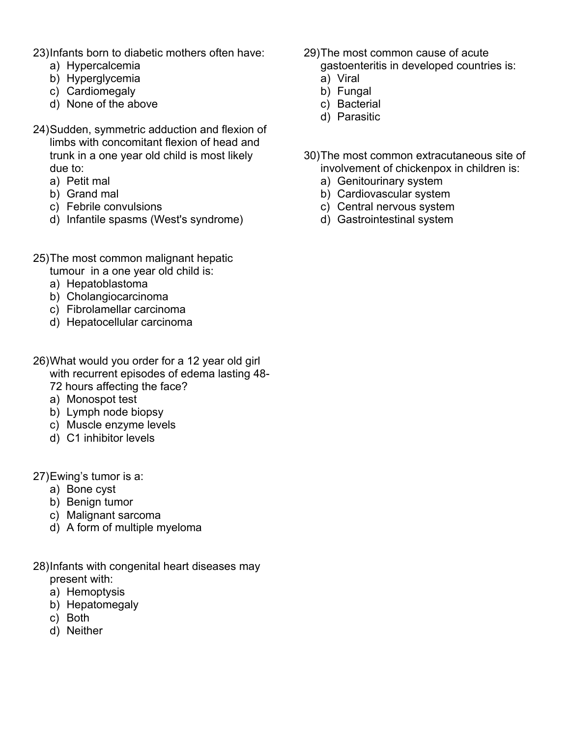23) Infants born to diabetic mothers often have:
   a) Hypercalcemia
   b) Hyperglycemia
   c) Cardiomegaly
   d) None of the above

24) Sudden, symmetric adduction and flexion of limbs with concomitant flexion of head and trunk in a one year old child is most likely due to:
   a) Petit mal
   b) Grand mal
   c) Febrile convulsions
   d) Infantile spasms (West's syndrome)

25) The most common malignant hepatic tumour in a one year old child is:
   a) Hepatoblastoma
   b) Cholangiocarcinoma
   c) Fibrolamellar carcinoma
   d) Hepatocellular carcinoma

26) What would you order for a 12 year old girl with recurrent episodes of edema lasting 48-72 hours affecting the face?
   a) Monospot test
   b) Lymph node biopsy
   c) Muscle enzyme levels
   d) C1 inhibitor levels

27) Ewing's tumor is a:
   a) Bone cyst
   b) Benign tumor
   c) Malignant sarcoma
   d) A form of multiple myeloma

28) Infants with congenital heart diseases may present with:
   a) Hemoptysis
   b) Hepatomegaly
   c) Both
   d) Neither

29) The most common cause of acute gastoenteritis in developed countries is:
   a) Viral
   b) Fungal
   c) Bacterial
   d) Parasitic

30) The most common extracutaneous site of involvement of chickenpox in children is:
   a) Genitourinary system
   b) Cardiovascular system
   c) Central nervous system
   d) Gastrointestinal system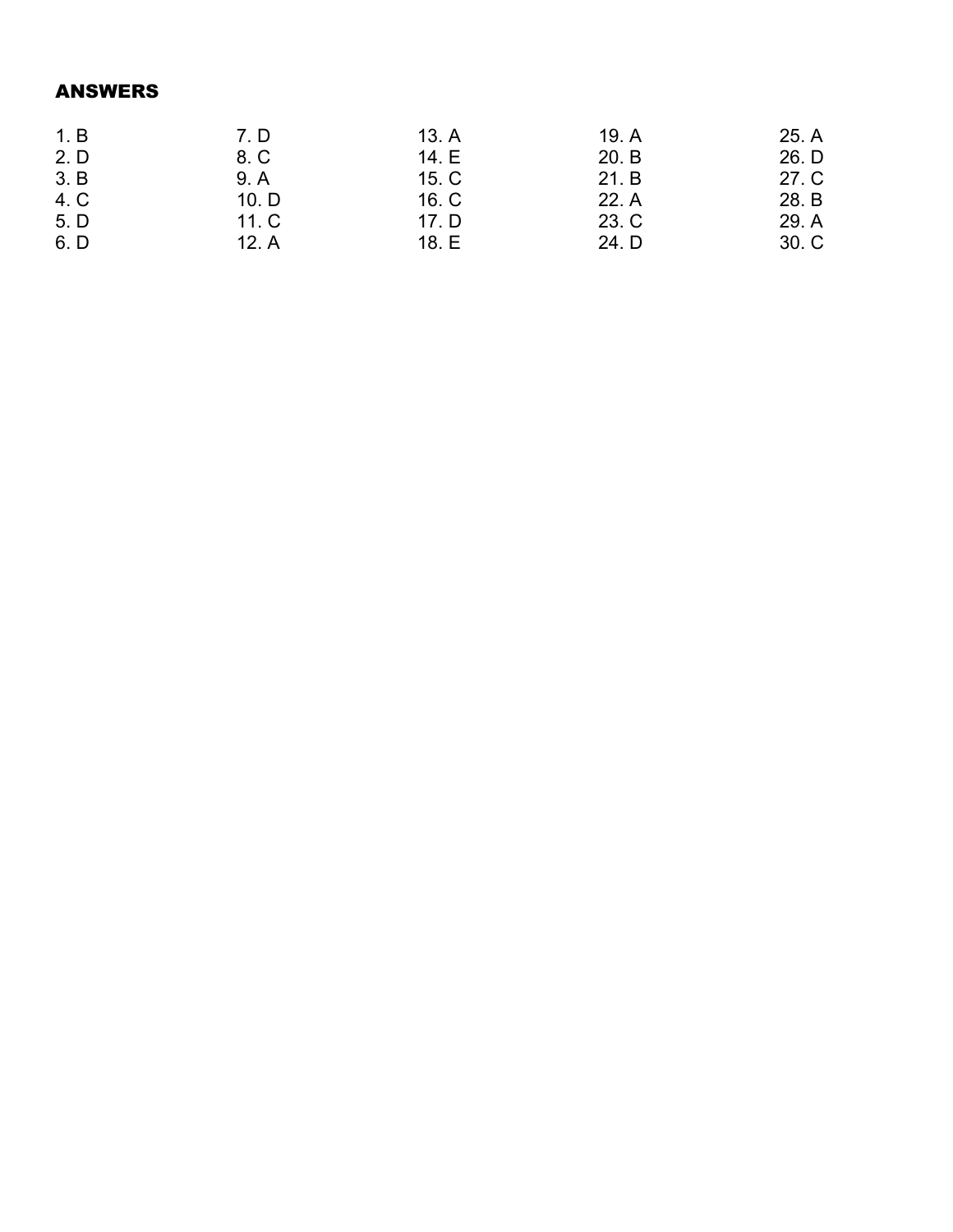## ANSWERS

| | | | | |
|---|---|---|---|---|
| 1. B | 7. D | 13. A | 19. A | 25. A |
| 2. D | 8. C | 14. E | 20. B | 26. D |
| 3. B | 9. A | 15. C | 21. B | 27. C |
| 4. C | 10. D | 16. C | 22. A | 28. B |
| 5. D | 11. C | 17. D | 23. C | 29. A |
| 6. D | 12. A | 18. E | 24. D | 30. C |